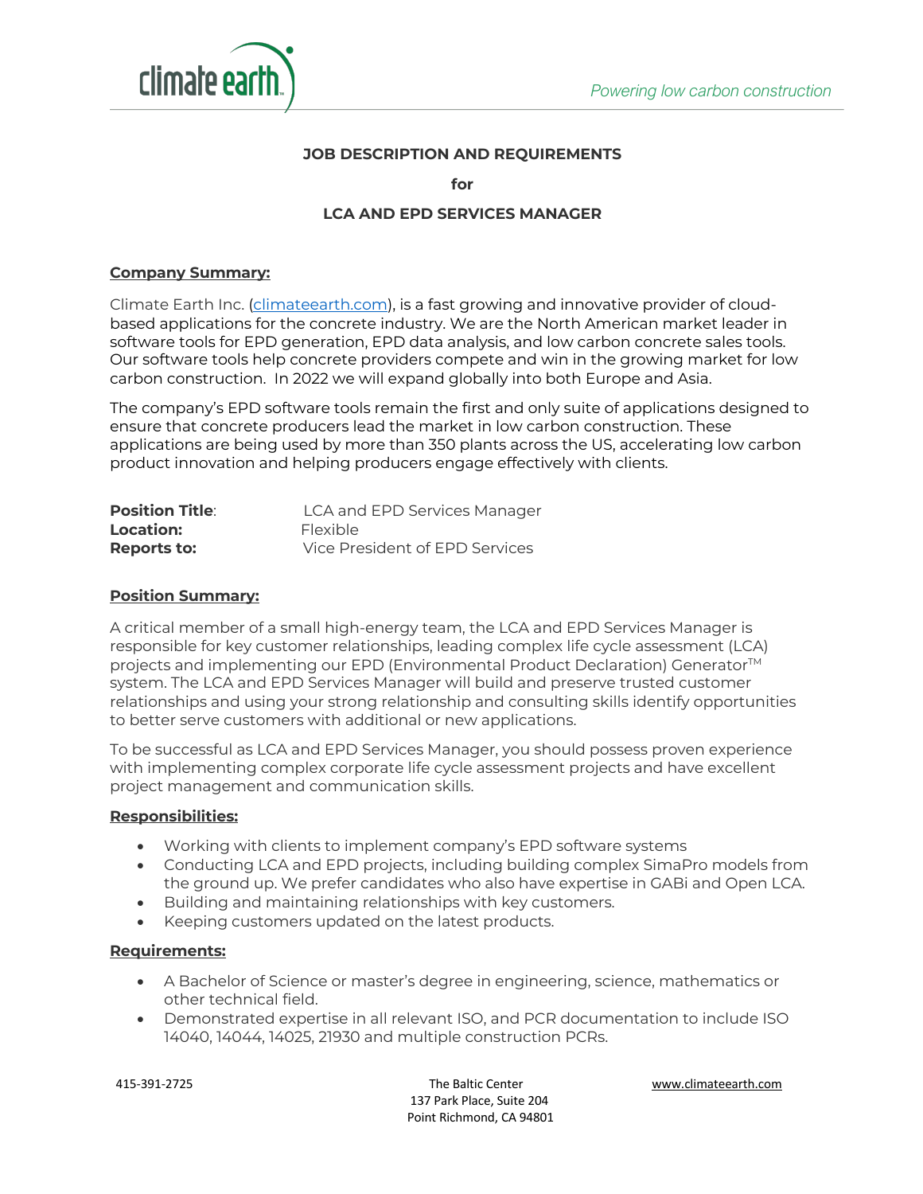**JOB DESCRIPTION AND REQUIREMENTS**

**for**

**LCA AND EPD SERVICES MANAGER**

## Company Summary:

Climate Earth Inc. (climateearth.com), is a fast growing and innovative provider of cloud-based applications for the concrete industry. We are the North American market leader in software tools for EPD generation, EPD data analysis, and low carbon concrete sales tools. Our software tools help concrete providers compete and win in the growing market for low carbon construction. In 2022 we will expand globally into both Europe and Asia.

The company's EPD software tools remain the first and only suite of applications designed to ensure that concrete producers lead the market in low carbon construction. These applications are being used by more than 350 plants across the US, accelerating low carbon product innovation and helping producers engage effectively with clients.

**Position Title**: LCA and EPD Services Manager
**Location:** Flexible
**Reports to:** Vice President of EPD Services

## Position Summary:

A critical member of a small high-energy team, the LCA and EPD Services Manager is responsible for key customer relationships, leading complex life cycle assessment (LCA) projects and implementing our EPD (Environmental Product Declaration) Generator™ system. The LCA and EPD Services Manager will build and preserve trusted customer relationships and using your strong relationship and consulting skills identify opportunities to better serve customers with additional or new applications.

To be successful as LCA and EPD Services Manager, you should possess proven experience with implementing complex corporate life cycle assessment projects and have excellent project management and communication skills.

## Responsibilities:

- Working with clients to implement company's EPD software systems
- Conducting LCA and EPD projects, including building complex SimaPro models from the ground up. We prefer candidates who also have expertise in GABi and Open LCA.
- Building and maintaining relationships with key customers.
- Keeping customers updated on the latest products.

## Requirements:

- A Bachelor of Science or master's degree in engineering, science, mathematics or other technical field.
- Demonstrated expertise in all relevant ISO, and PCR documentation to include ISO 14040, 14044, 14025, 21930 and multiple construction PCRs.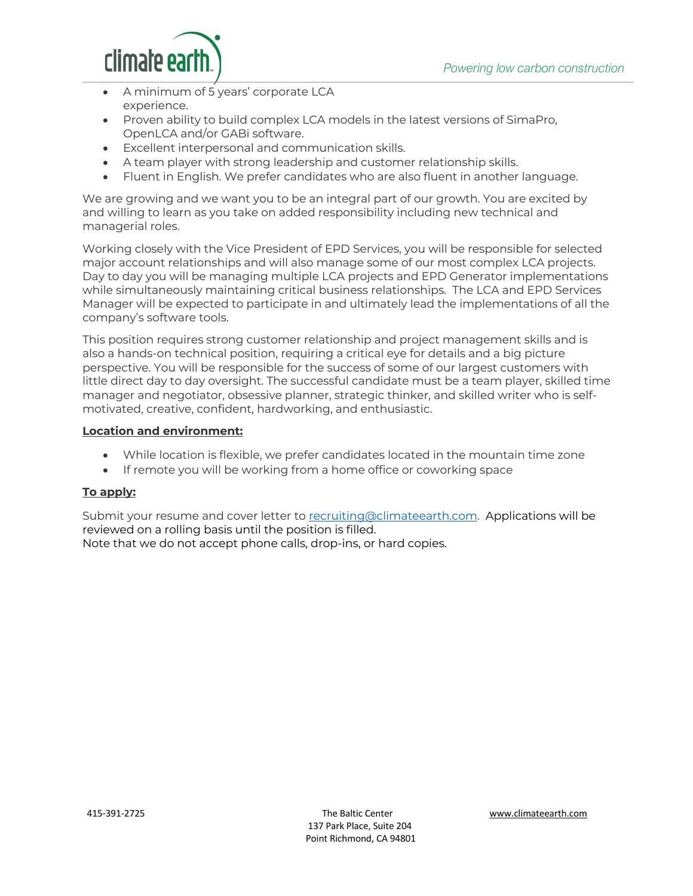- A minimum of 5 years' corporate LCA experience.
- Proven ability to build complex LCA models in the latest versions of SimaPro, OpenLCA and/or GABi software.
- Excellent interpersonal and communication skills.
- A team player with strong leadership and customer relationship skills.
- Fluent in English. We prefer candidates who are also fluent in another language.

We are growing and we want you to be an integral part of our growth. You are excited by and willing to learn as you take on added responsibility including new technical and managerial roles.

Working closely with the Vice President of EPD Services, you will be responsible for selected major account relationships and will also manage some of our most complex LCA projects. Day to day you will be managing multiple LCA projects and EPD Generator implementations while simultaneously maintaining critical business relationships. The LCA and EPD Services Manager will be expected to participate in and ultimately lead the implementations of all the company's software tools.

This position requires strong customer relationship and project management skills and is also a hands-on technical position, requiring a critical eye for details and a big picture perspective. You will be responsible for the success of some of our largest customers with little direct day to day oversight. The successful candidate must be a team player, skilled time manager and negotiator, obsessive planner, strategic thinker, and skilled writer who is self-motivated, creative, confident, hardworking, and enthusiastic.

**Location and environment:**

- While location is flexible, we prefer candidates located in the mountain time zone
- If remote you will be working from a home office or coworking space

**To apply:**

Submit your resume and cover letter to recruiting@climateearth.com. Applications will be reviewed on a rolling basis until the position is filled.
Note that we do not accept phone calls, drop-ins, or hard copies.